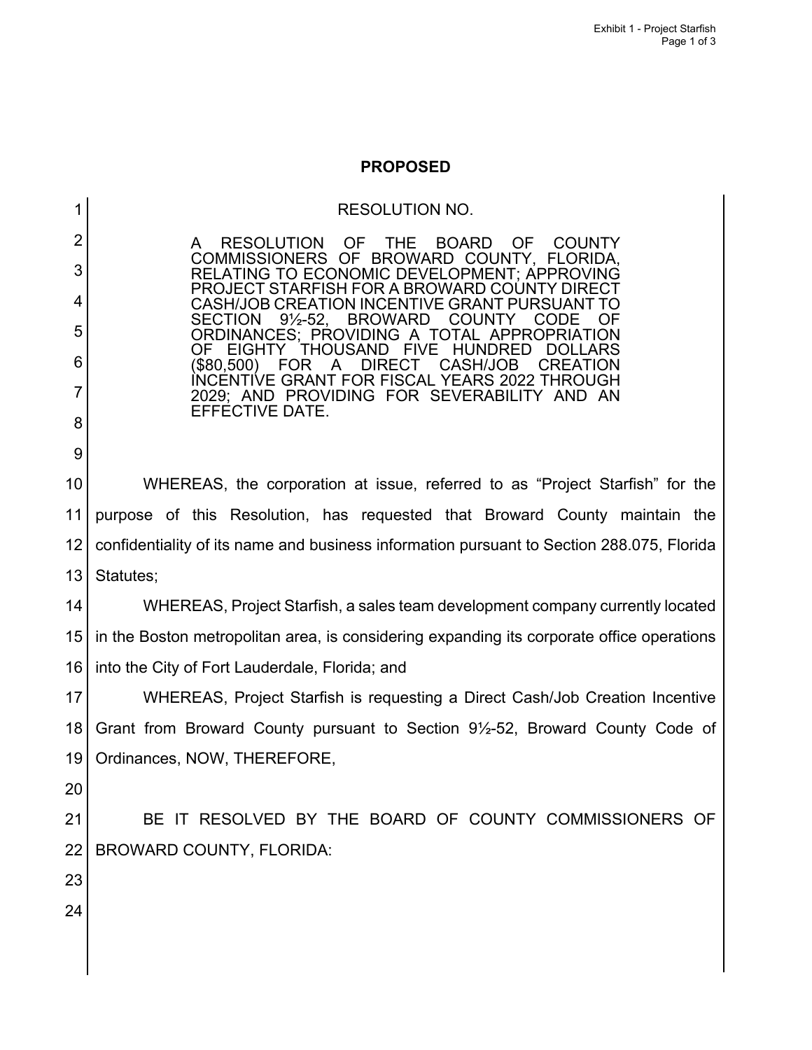**PROPOSED**

RESOLUTION NO.

A RESOLUTION OF THE BOARD OF COUNTY COMMISSIONERS OF BROWARD COUNTY, FLORIDA, RELATING TO ECONOMIC DEVELOPMENT; APPROVING PROJECT STARFISH FOR A BROWARD COUNTY DIRECT CASH/JOB CREATION INCENTIVE GRANT PURSUANT TO SECTION 9½-52, BROWARD COUNTY CODE OF ORDINANCES; PROVIDING A TOTAL APPROPRIATION OF EIGHTY THOUSAND FIVE HUNDRED DOLLARS ($80,500) FOR A DIRECT CASH/JOB CREATION INCENTIVE GRANT FOR FISCAL YEARS 2022 THROUGH 2029; AND PROVIDING FOR SEVERABILITY AND AN EFFECTIVE DATE.

WHEREAS, the corporation at issue, referred to as “Project Starfish” for the purpose of this Resolution, has requested that Broward County maintain the confidentiality of its name and business information pursuant to Section 288.075, Florida Statutes;

WHEREAS, Project Starfish, a sales team development company currently located in the Boston metropolitan area, is considering expanding its corporate office operations into the City of Fort Lauderdale, Florida; and

WHEREAS, Project Starfish is requesting a Direct Cash/Job Creation Incentive Grant from Broward County pursuant to Section 9½-52, Broward County Code of Ordinances, NOW, THEREFORE,

BE IT RESOLVED BY THE BOARD OF COUNTY COMMISSIONERS OF BROWARD COUNTY, FLORIDA: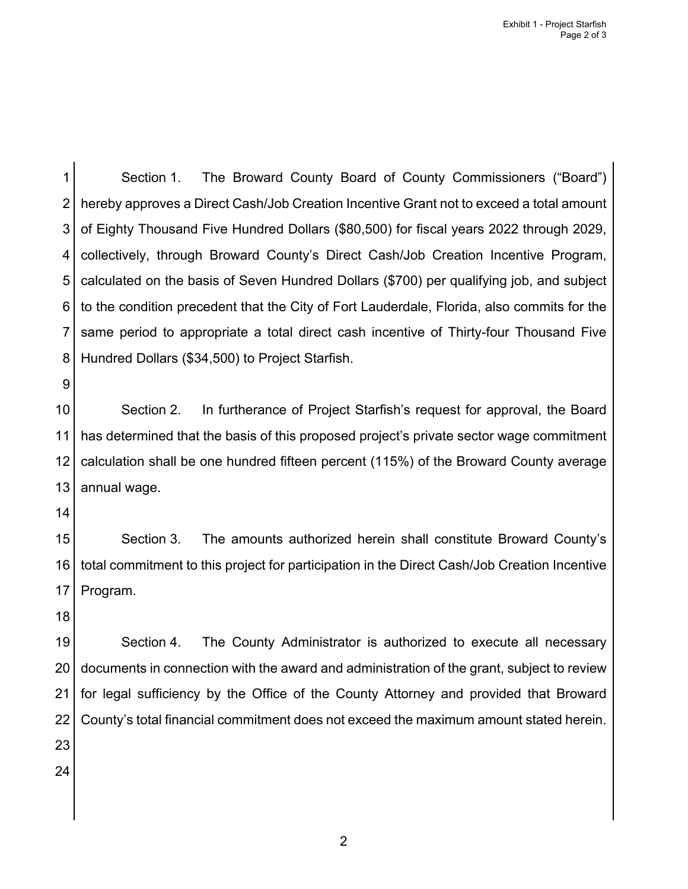Section 1. The Broward County Board of County Commissioners ("Board") hereby approves a Direct Cash/Job Creation Incentive Grant not to exceed a total amount of Eighty Thousand Five Hundred Dollars ($80,500) for fiscal years 2022 through 2029, collectively, through Broward County's Direct Cash/Job Creation Incentive Program, calculated on the basis of Seven Hundred Dollars ($700) per qualifying job, and subject to the condition precedent that the City of Fort Lauderdale, Florida, also commits for the same period to appropriate a total direct cash incentive of Thirty-four Thousand Five Hundred Dollars ($34,500) to Project Starfish.

Section 2. In furtherance of Project Starfish's request for approval, the Board has determined that the basis of this proposed project's private sector wage commitment calculation shall be one hundred fifteen percent (115%) of the Broward County average annual wage.

Section 3. The amounts authorized herein shall constitute Broward County's total commitment to this project for participation in the Direct Cash/Job Creation Incentive Program.

Section 4. The County Administrator is authorized to execute all necessary documents in connection with the award and administration of the grant, subject to review for legal sufficiency by the Office of the County Attorney and provided that Broward County's total financial commitment does not exceed the maximum amount stated herein.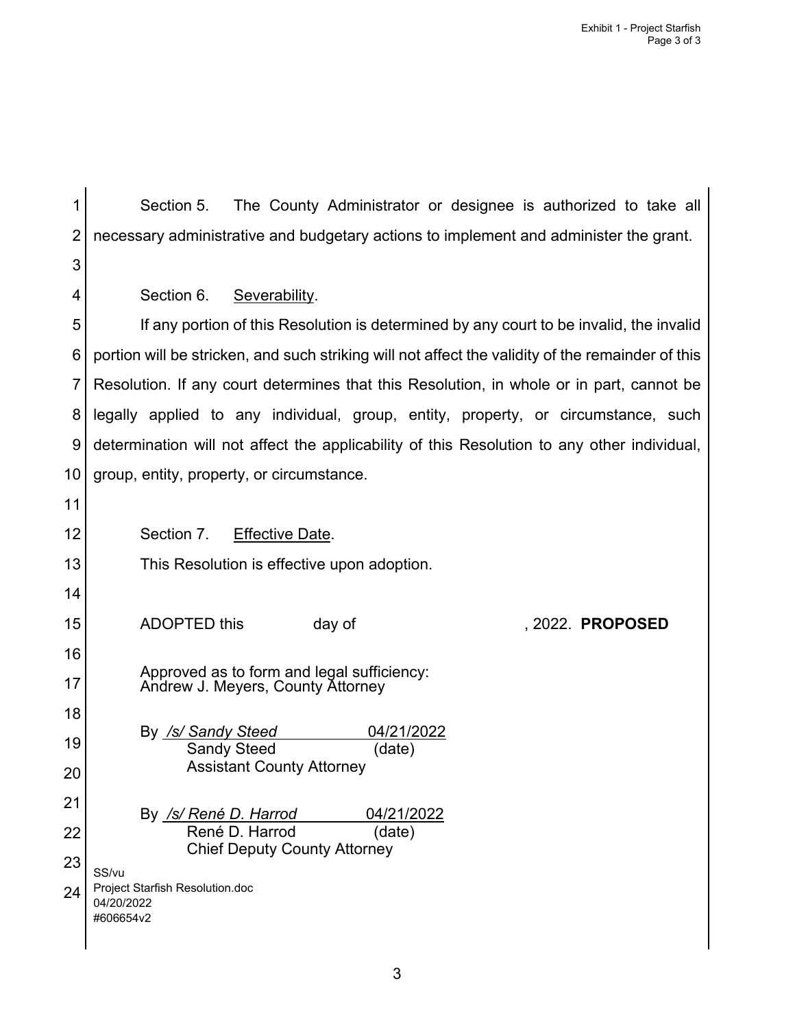Section 5. The County Administrator or designee is authorized to take all necessary administrative and budgetary actions to implement and administer the grant.

Section 6. Severability.

If any portion of this Resolution is determined by any court to be invalid, the invalid portion will be stricken, and such striking will not affect the validity of the remainder of this Resolution. If any court determines that this Resolution, in whole or in part, cannot be legally applied to any individual, group, entity, property, or circumstance, such determination will not affect the applicability of this Resolution to any other individual, group, entity, property, or circumstance.

Section 7. Effective Date.

This Resolution is effective upon adoption.

ADOPTED this day of , 2022. **PROPOSED**

Approved as to form and legal sufficiency:
Andrew J. Meyers, County Attorney

By *&#47;s&#47; Sandy Steed* 04/21/2022
Sandy Steed (date)
Assistant County Attorney

By *&#47;s&#47; René D. Harrod* 04/21/2022
René D. Harrod (date)
Chief Deputy County Attorney

SS/vu
Project Starfish Resolution.doc
04/20/2022
#606654v2